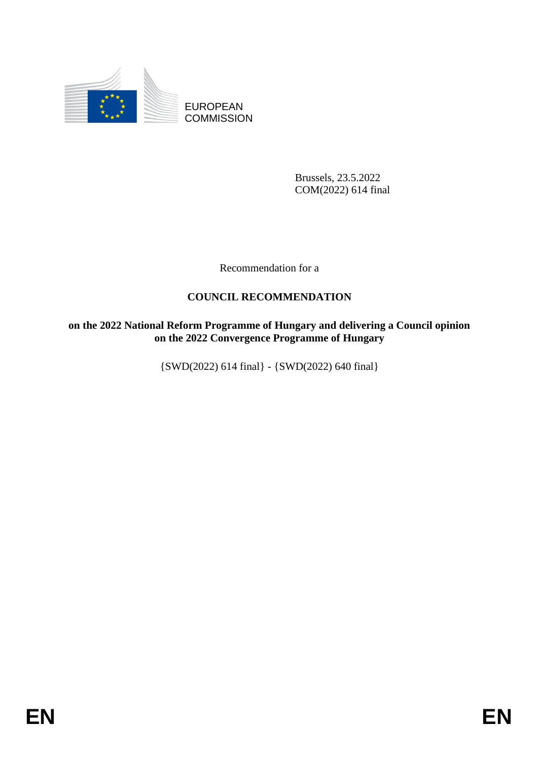EUROPEAN COMMISSION

Brussels, 23.5.2022
COM(2022) 614 final

Recommendation for a

# COUNCIL RECOMMENDATION

**on the 2022 National Reform Programme of Hungary and delivering a Council opinion on the 2022 Convergence Programme of Hungary**

{SWD(2022) 614 final} - {SWD(2022) 640 final}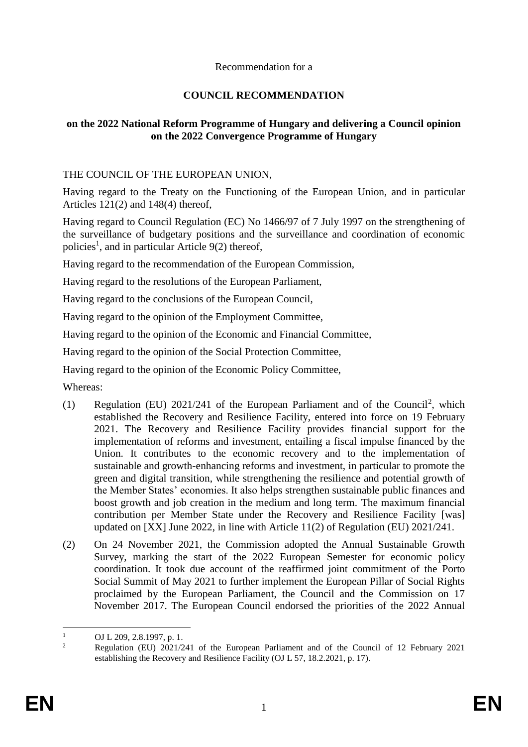Recommendation for a

# COUNCIL RECOMMENDATION

## on the 2022 National Reform Programme of Hungary and delivering a Council opinion on the 2022 Convergence Programme of Hungary

THE COUNCIL OF THE EUROPEAN UNION,

Having regard to the Treaty on the Functioning of the European Union, and in particular Articles 121(2) and 148(4) thereof,

Having regard to Council Regulation (EC) No 1466/97 of 7 July 1997 on the strengthening of the surveillance of budgetary positions and the surveillance and coordination of economic policies[1], and in particular Article 9(2) thereof,

Having regard to the recommendation of the European Commission,

Having regard to the resolutions of the European Parliament,

Having regard to the conclusions of the European Council,

Having regard to the opinion of the Employment Committee,

Having regard to the opinion of the Economic and Financial Committee,

Having regard to the opinion of the Social Protection Committee,

Having regard to the opinion of the Economic Policy Committee,

Whereas:

(1) Regulation (EU) 2021/241 of the European Parliament and of the Council[2], which established the Recovery and Resilience Facility, entered into force on 19 February 2021. The Recovery and Resilience Facility provides financial support for the implementation of reforms and investment, entailing a fiscal impulse financed by the Union. It contributes to the economic recovery and to the implementation of sustainable and growth-enhancing reforms and investment, in particular to promote the green and digital transition, while strengthening the resilience and potential growth of the Member States' economies. It also helps strengthen sustainable public finances and boost growth and job creation in the medium and long term. The maximum financial contribution per Member State under the Recovery and Resilience Facility [was] updated on [XX] June 2022, in line with Article 11(2) of Regulation (EU) 2021/241.

(2) On 24 November 2021, the Commission adopted the Annual Sustainable Growth Survey, marking the start of the 2022 European Semester for economic policy coordination. It took due account of the reaffirmed joint commitment of the Porto Social Summit of May 2021 to further implement the European Pillar of Social Rights proclaimed by the European Parliament, the Council and the Commission on 17 November 2017. The European Council endorsed the priorities of the 2022 Annual

---

[1] OJ L 209, 2.8.1997, p. 1.

[2] Regulation (EU) 2021/241 of the European Parliament and of the Council of 12 February 2021 establishing the Recovery and Resilience Facility (OJ L 57, 18.2.2021, p. 17).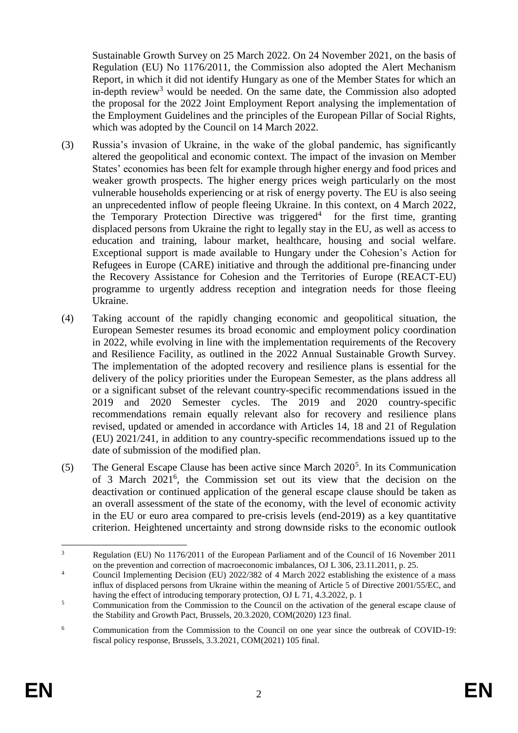Sustainable Growth Survey on 25 March 2022. On 24 November 2021, on the basis of Regulation (EU) No 1176/2011, the Commission also adopted the Alert Mechanism Report, in which it did not identify Hungary as one of the Member States for which an in-depth review[3] would be needed. On the same date, the Commission also adopted the proposal for the 2022 Joint Employment Report analysing the implementation of the Employment Guidelines and the principles of the European Pillar of Social Rights, which was adopted by the Council on 14 March 2022.

(3) Russia's invasion of Ukraine, in the wake of the global pandemic, has significantly altered the geopolitical and economic context. The impact of the invasion on Member States' economies has been felt for example through higher energy and food prices and weaker growth prospects. The higher energy prices weigh particularly on the most vulnerable households experiencing or at risk of energy poverty. The EU is also seeing an unprecedented inflow of people fleeing Ukraine. In this context, on 4 March 2022, the Temporary Protection Directive was triggered[4] for the first time, granting displaced persons from Ukraine the right to legally stay in the EU, as well as access to education and training, labour market, healthcare, housing and social welfare. Exceptional support is made available to Hungary under the Cohesion's Action for Refugees in Europe (CARE) initiative and through the additional pre-financing under the Recovery Assistance for Cohesion and the Territories of Europe (REACT-EU) programme to urgently address reception and integration needs for those fleeing Ukraine.

(4) Taking account of the rapidly changing economic and geopolitical situation, the European Semester resumes its broad economic and employment policy coordination in 2022, while evolving in line with the implementation requirements of the Recovery and Resilience Facility, as outlined in the 2022 Annual Sustainable Growth Survey. The implementation of the adopted recovery and resilience plans is essential for the delivery of the policy priorities under the European Semester, as the plans address all or a significant subset of the relevant country-specific recommendations issued in the 2019 and 2020 Semester cycles. The 2019 and 2020 country-specific recommendations remain equally relevant also for recovery and resilience plans revised, updated or amended in accordance with Articles 14, 18 and 21 of Regulation (EU) 2021/241, in addition to any country-specific recommendations issued up to the date of submission of the modified plan.

(5) The General Escape Clause has been active since March 2020[5]. In its Communication of 3 March 2021[6], the Commission set out its view that the decision on the deactivation or continued application of the general escape clause should be taken as an overall assessment of the state of the economy, with the level of economic activity in the EU or euro area compared to pre-crisis levels (end-2019) as a key quantitative criterion. Heightened uncertainty and strong downside risks to the economic outlook

---

[3] Regulation (EU) No 1176/2011 of the European Parliament and of the Council of 16 November 2011 on the prevention and correction of macroeconomic imbalances, OJ L 306, 23.11.2011, p. 25.

[4] Council Implementing Decision (EU) 2022/382 of 4 March 2022 establishing the existence of a mass influx of displaced persons from Ukraine within the meaning of Article 5 of Directive 2001/55/EC, and having the effect of introducing temporary protection, OJ L 71, 4.3.2022, p. 1

[5] Communication from the Commission to the Council on the activation of the general escape clause of the Stability and Growth Pact, Brussels, 20.3.2020, COM(2020) 123 final.

[6] Communication from the Commission to the Council on one year since the outbreak of COVID-19: fiscal policy response, Brussels, 3.3.2021, COM(2021) 105 final.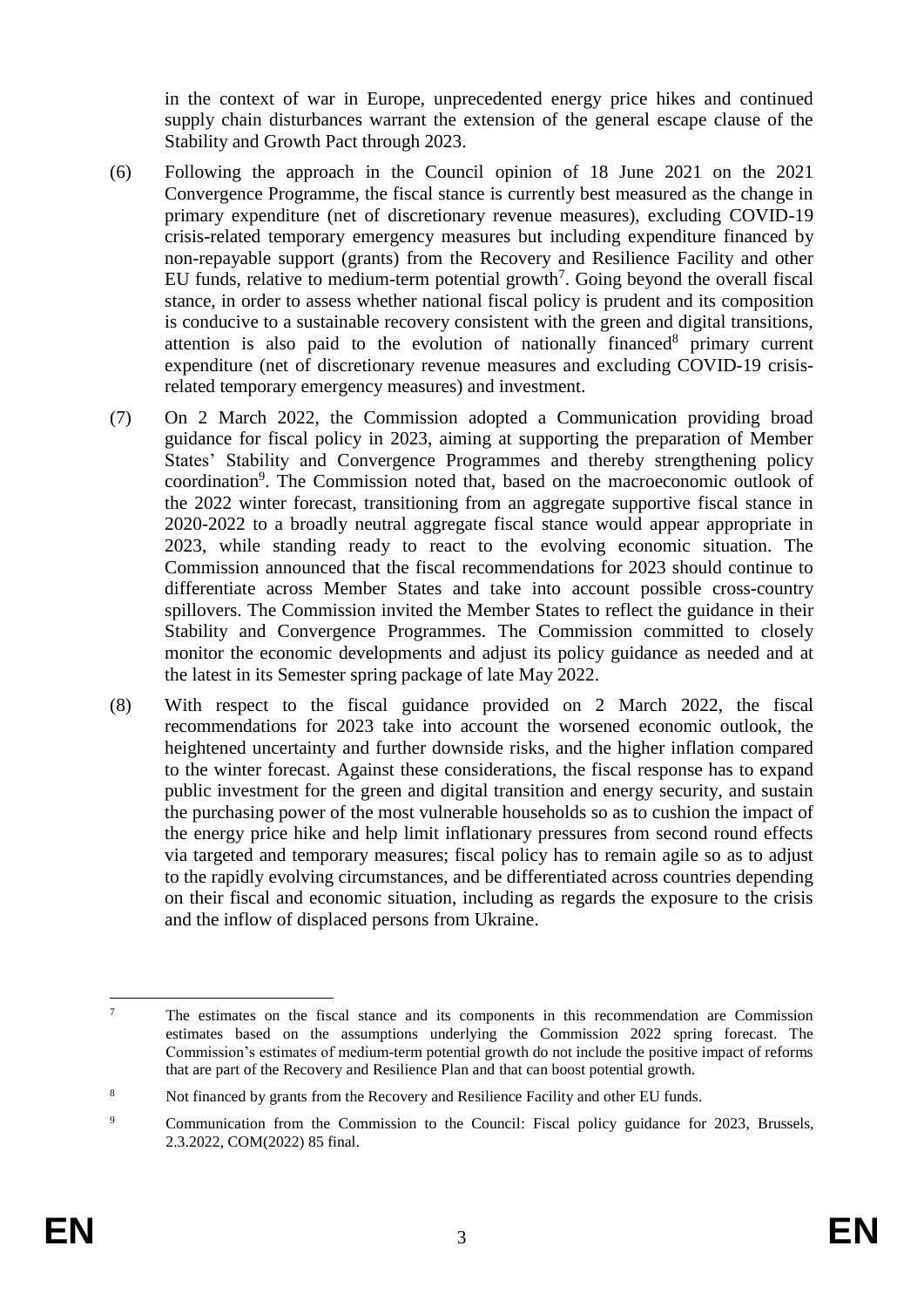in the context of war in Europe, unprecedented energy price hikes and continued supply chain disturbances warrant the extension of the general escape clause of the Stability and Growth Pact through 2023.

(6) Following the approach in the Council opinion of 18 June 2021 on the 2021 Convergence Programme, the fiscal stance is currently best measured as the change in primary expenditure (net of discretionary revenue measures), excluding COVID-19 crisis-related temporary emergency measures but including expenditure financed by non-repayable support (grants) from the Recovery and Resilience Facility and other EU funds, relative to medium-term potential growth[7]. Going beyond the overall fiscal stance, in order to assess whether national fiscal policy is prudent and its composition is conducive to a sustainable recovery consistent with the green and digital transitions, attention is also paid to the evolution of nationally financed[8] primary current expenditure (net of discretionary revenue measures and excluding COVID-19 crisis-related temporary emergency measures) and investment.

(7) On 2 March 2022, the Commission adopted a Communication providing broad guidance for fiscal policy in 2023, aiming at supporting the preparation of Member States' Stability and Convergence Programmes and thereby strengthening policy coordination[9]. The Commission noted that, based on the macroeconomic outlook of the 2022 winter forecast, transitioning from an aggregate supportive fiscal stance in 2020-2022 to a broadly neutral aggregate fiscal stance would appear appropriate in 2023, while standing ready to react to the evolving economic situation. The Commission announced that the fiscal recommendations for 2023 should continue to differentiate across Member States and take into account possible cross-country spillovers. The Commission invited the Member States to reflect the guidance in their Stability and Convergence Programmes. The Commission committed to closely monitor the economic developments and adjust its policy guidance as needed and at the latest in its Semester spring package of late May 2022.

(8) With respect to the fiscal guidance provided on 2 March 2022, the fiscal recommendations for 2023 take into account the worsened economic outlook, the heightened uncertainty and further downside risks, and the higher inflation compared to the winter forecast. Against these considerations, the fiscal response has to expand public investment for the green and digital transition and energy security, and sustain the purchasing power of the most vulnerable households so as to cushion the impact of the energy price hike and help limit inflationary pressures from second round effects via targeted and temporary measures; fiscal policy has to remain agile so as to adjust to the rapidly evolving circumstances, and be differentiated across countries depending on their fiscal and economic situation, including as regards the exposure to the crisis and the inflow of displaced persons from Ukraine.

---

[7] The estimates on the fiscal stance and its components in this recommendation are Commission estimates based on the assumptions underlying the Commission 2022 spring forecast. The Commission's estimates of medium-term potential growth do not include the positive impact of reforms that are part of the Recovery and Resilience Plan and that can boost potential growth.

[8] Not financed by grants from the Recovery and Resilience Facility and other EU funds.

[9] Communication from the Commission to the Council: Fiscal policy guidance for 2023, Brussels, 2.3.2022, COM(2022) 85 final.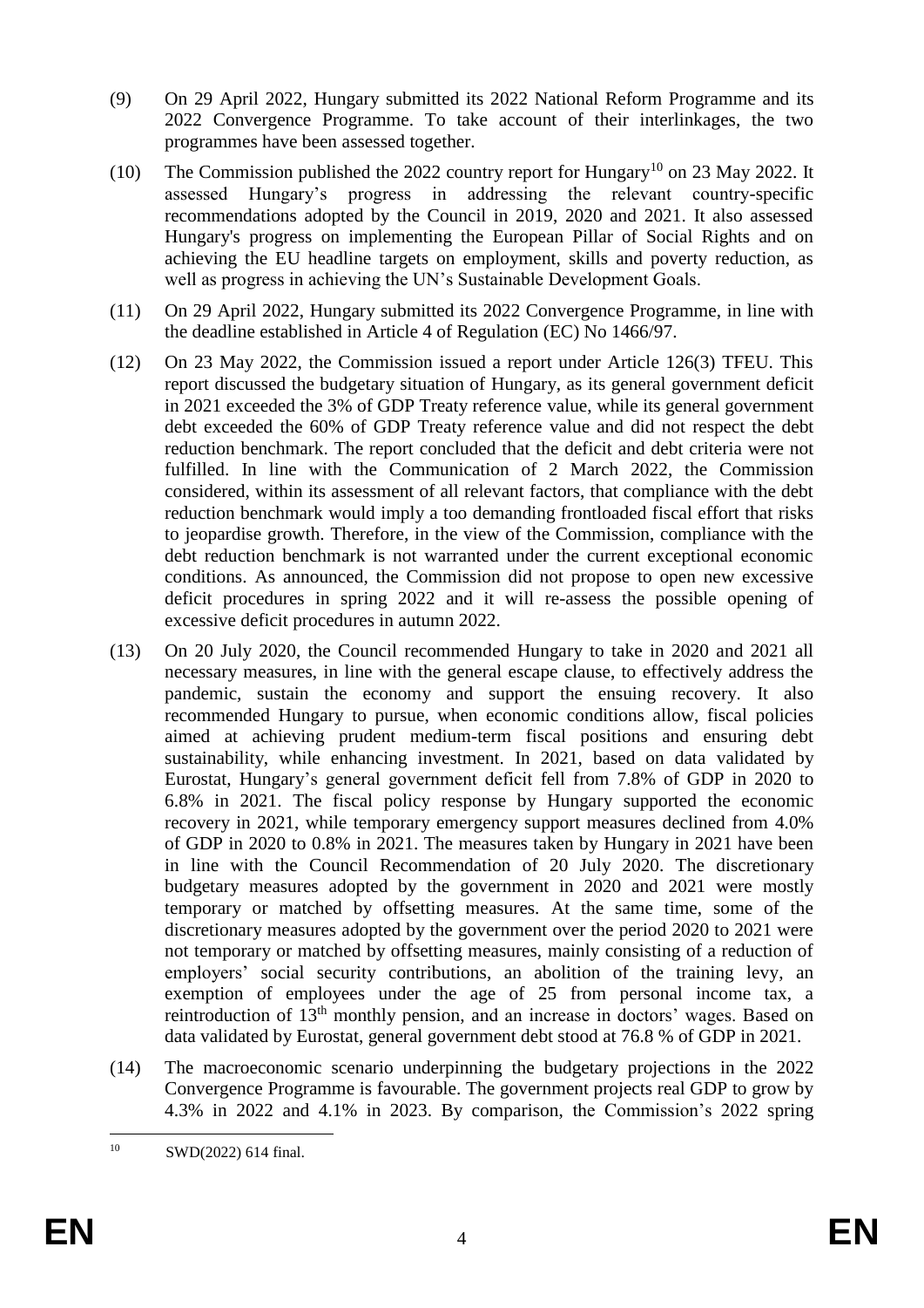(9) On 29 April 2022, Hungary submitted its 2022 National Reform Programme and its 2022 Convergence Programme. To take account of their interlinkages, the two programmes have been assessed together.

(10) The Commission published the 2022 country report for Hungary[10] on 23 May 2022. It assessed Hungary's progress in addressing the relevant country-specific recommendations adopted by the Council in 2019, 2020 and 2021. It also assessed Hungary's progress on implementing the European Pillar of Social Rights and on achieving the EU headline targets on employment, skills and poverty reduction, as well as progress in achieving the UN's Sustainable Development Goals.

(11) On 29 April 2022, Hungary submitted its 2022 Convergence Programme, in line with the deadline established in Article 4 of Regulation (EC) No 1466/97.

(12) On 23 May 2022, the Commission issued a report under Article 126(3) TFEU. This report discussed the budgetary situation of Hungary, as its general government deficit in 2021 exceeded the 3% of GDP Treaty reference value, while its general government debt exceeded the 60% of GDP Treaty reference value and did not respect the debt reduction benchmark. The report concluded that the deficit and debt criteria were not fulfilled. In line with the Communication of 2 March 2022, the Commission considered, within its assessment of all relevant factors, that compliance with the debt reduction benchmark would imply a too demanding frontloaded fiscal effort that risks to jeopardise growth. Therefore, in the view of the Commission, compliance with the debt reduction benchmark is not warranted under the current exceptional economic conditions. As announced, the Commission did not propose to open new excessive deficit procedures in spring 2022 and it will re-assess the possible opening of excessive deficit procedures in autumn 2022.

(13) On 20 July 2020, the Council recommended Hungary to take in 2020 and 2021 all necessary measures, in line with the general escape clause, to effectively address the pandemic, sustain the economy and support the ensuing recovery. It also recommended Hungary to pursue, when economic conditions allow, fiscal policies aimed at achieving prudent medium-term fiscal positions and ensuring debt sustainability, while enhancing investment. In 2021, based on data validated by Eurostat, Hungary's general government deficit fell from 7.8% of GDP in 2020 to 6.8% in 2021. The fiscal policy response by Hungary supported the economic recovery in 2021, while temporary emergency support measures declined from 4.0% of GDP in 2020 to 0.8% in 2021. The measures taken by Hungary in 2021 have been in line with the Council Recommendation of 20 July 2020. The discretionary budgetary measures adopted by the government in 2020 and 2021 were mostly temporary or matched by offsetting measures. At the same time, some of the discretionary measures adopted by the government over the period 2020 to 2021 were not temporary or matched by offsetting measures, mainly consisting of a reduction of employers' social security contributions, an abolition of the training levy, an exemption of employees under the age of 25 from personal income tax, a reintroduction of 13th monthly pension, and an increase in doctors' wages. Based on data validated by Eurostat, general government debt stood at 76.8 % of GDP in 2021.

(14) The macroeconomic scenario underpinning the budgetary projections in the 2022 Convergence Programme is favourable. The government projects real GDP to grow by 4.3% in 2022 and 4.1% in 2023. By comparison, the Commission's 2022 spring

[10] SWD(2022) 614 final.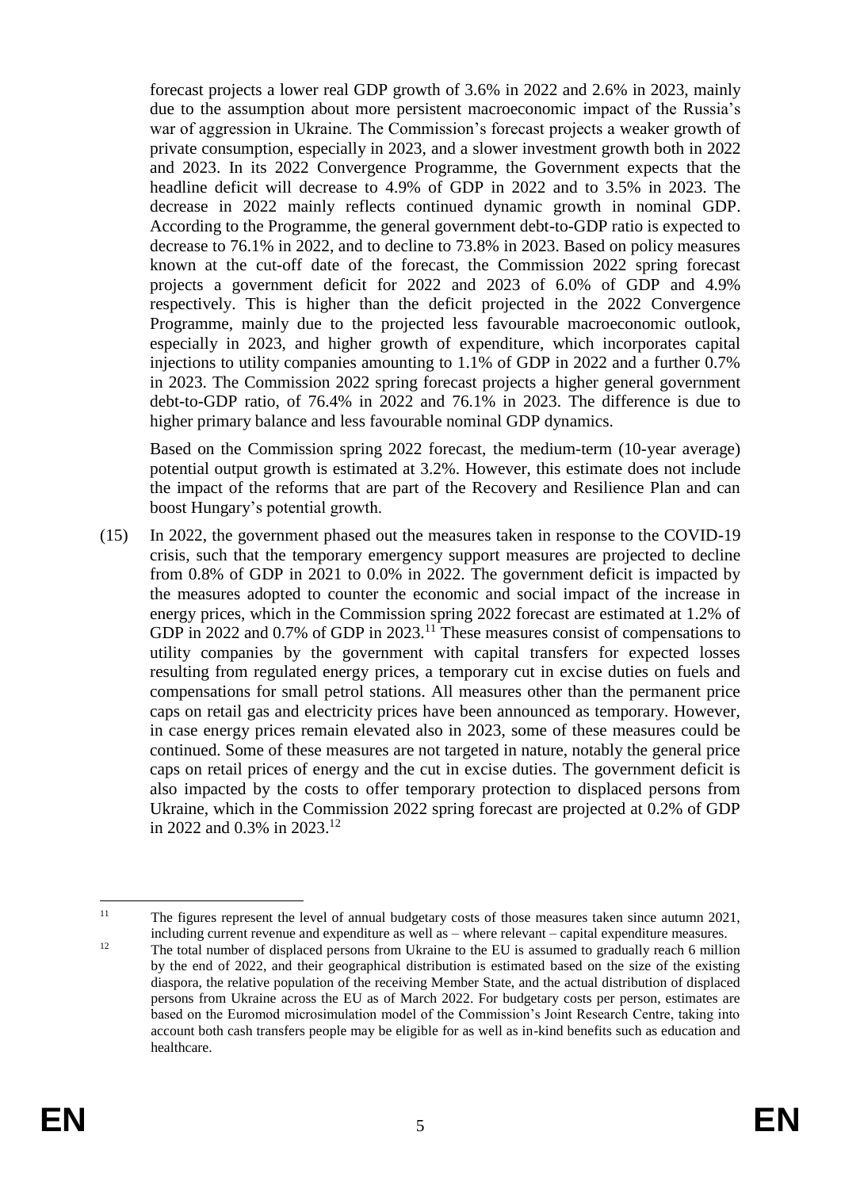forecast projects a lower real GDP growth of 3.6% in 2022 and 2.6% in 2023, mainly due to the assumption about more persistent macroeconomic impact of the Russia's war of aggression in Ukraine. The Commission's forecast projects a weaker growth of private consumption, especially in 2023, and a slower investment growth both in 2022 and 2023. In its 2022 Convergence Programme, the Government expects that the headline deficit will decrease to 4.9% of GDP in 2022 and to 3.5% in 2023. The decrease in 2022 mainly reflects continued dynamic growth in nominal GDP. According to the Programme, the general government debt-to-GDP ratio is expected to decrease to 76.1% in 2022, and to decline to 73.8% in 2023. Based on policy measures known at the cut-off date of the forecast, the Commission 2022 spring forecast projects a government deficit for 2022 and 2023 of 6.0% of GDP and 4.9% respectively. This is higher than the deficit projected in the 2022 Convergence Programme, mainly due to the projected less favourable macroeconomic outlook, especially in 2023, and higher growth of expenditure, which incorporates capital injections to utility companies amounting to 1.1% of GDP in 2022 and a further 0.7% in 2023. The Commission 2022 spring forecast projects a higher general government debt-to-GDP ratio, of 76.4% in 2022 and 76.1% in 2023. The difference is due to higher primary balance and less favourable nominal GDP dynamics.

Based on the Commission spring 2022 forecast, the medium-term (10-year average) potential output growth is estimated at 3.2%. However, this estimate does not include the impact of the reforms that are part of the Recovery and Resilience Plan and can boost Hungary's potential growth.

(15) In 2022, the government phased out the measures taken in response to the COVID-19 crisis, such that the temporary emergency support measures are projected to decline from 0.8% of GDP in 2021 to 0.0% in 2022. The government deficit is impacted by the measures adopted to counter the economic and social impact of the increase in energy prices, which in the Commission spring 2022 forecast are estimated at 1.2% of GDP in 2022 and 0.7% of GDP in 2023.[11] These measures consist of compensations to utility companies by the government with capital transfers for expected losses resulting from regulated energy prices, a temporary cut in excise duties on fuels and compensations for small petrol stations. All measures other than the permanent price caps on retail gas and electricity prices have been announced as temporary. However, in case energy prices remain elevated also in 2023, some of these measures could be continued. Some of these measures are not targeted in nature, notably the general price caps on retail prices of energy and the cut in excise duties. The government deficit is also impacted by the costs to offer temporary protection to displaced persons from Ukraine, which in the Commission 2022 spring forecast are projected at 0.2% of GDP in 2022 and 0.3% in 2023.[12]

---

[11] The figures represent the level of annual budgetary costs of those measures taken since autumn 2021, including current revenue and expenditure as well as – where relevant – capital expenditure measures.

[12] The total number of displaced persons from Ukraine to the EU is assumed to gradually reach 6 million by the end of 2022, and their geographical distribution is estimated based on the size of the existing diaspora, the relative population of the receiving Member State, and the actual distribution of displaced persons from Ukraine across the EU as of March 2022. For budgetary costs per person, estimates are based on the Euromod microsimulation model of the Commission's Joint Research Centre, taking into account both cash transfers people may be eligible for as well as in-kind benefits such as education and healthcare.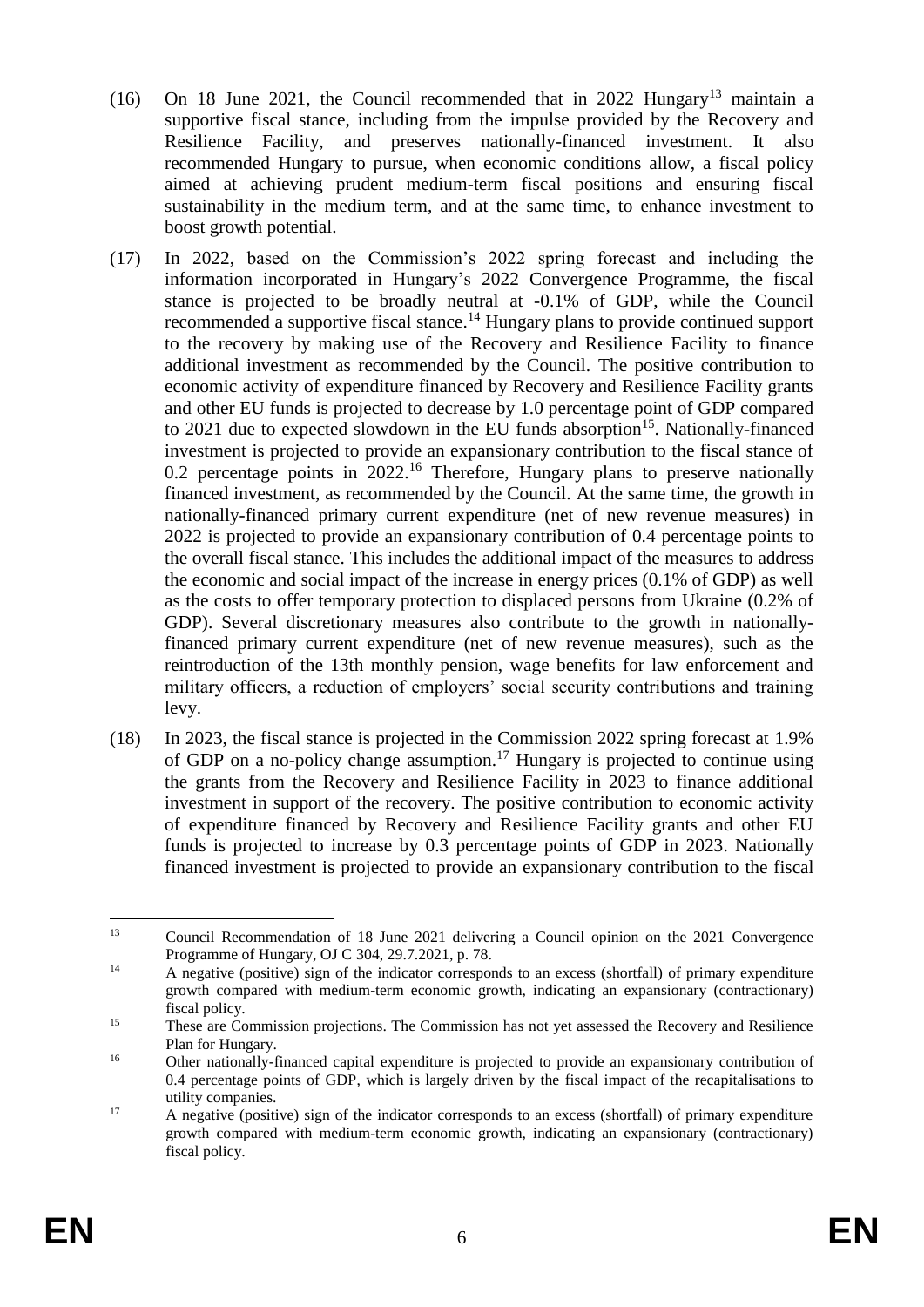(16) On 18 June 2021, the Council recommended that in 2022 Hungary[13] maintain a supportive fiscal stance, including from the impulse provided by the Recovery and Resilience Facility, and preserves nationally-financed investment. It also recommended Hungary to pursue, when economic conditions allow, a fiscal policy aimed at achieving prudent medium-term fiscal positions and ensuring fiscal sustainability in the medium term, and at the same time, to enhance investment to boost growth potential.

(17) In 2022, based on the Commission's 2022 spring forecast and including the information incorporated in Hungary's 2022 Convergence Programme, the fiscal stance is projected to be broadly neutral at -0.1% of GDP, while the Council recommended a supportive fiscal stance.[14] Hungary plans to provide continued support to the recovery by making use of the Recovery and Resilience Facility to finance additional investment as recommended by the Council. The positive contribution to economic activity of expenditure financed by Recovery and Resilience Facility grants and other EU funds is projected to decrease by 1.0 percentage point of GDP compared to 2021 due to expected slowdown in the EU funds absorption[15]. Nationally-financed investment is projected to provide an expansionary contribution to the fiscal stance of 0.2 percentage points in 2022.[16] Therefore, Hungary plans to preserve nationally financed investment, as recommended by the Council. At the same time, the growth in nationally-financed primary current expenditure (net of new revenue measures) in 2022 is projected to provide an expansionary contribution of 0.4 percentage points to the overall fiscal stance. This includes the additional impact of the measures to address the economic and social impact of the increase in energy prices (0.1% of GDP) as well as the costs to offer temporary protection to displaced persons from Ukraine (0.2% of GDP). Several discretionary measures also contribute to the growth in nationally-financed primary current expenditure (net of new revenue measures), such as the reintroduction of the 13th monthly pension, wage benefits for law enforcement and military officers, a reduction of employers' social security contributions and training levy.

(18) In 2023, the fiscal stance is projected in the Commission 2022 spring forecast at 1.9% of GDP on a no-policy change assumption.[17] Hungary is projected to continue using the grants from the Recovery and Resilience Facility in 2023 to finance additional investment in support of the recovery. The positive contribution to economic activity of expenditure financed by Recovery and Resilience Facility grants and other EU funds is projected to increase by 0.3 percentage points of GDP in 2023. Nationally financed investment is projected to provide an expansionary contribution to the fiscal

---

[13] Council Recommendation of 18 June 2021 delivering a Council opinion on the 2021 Convergence Programme of Hungary, OJ C 304, 29.7.2021, p. 78.

[14] A negative (positive) sign of the indicator corresponds to an excess (shortfall) of primary expenditure growth compared with medium-term economic growth, indicating an expansionary (contractionary) fiscal policy.

[15] These are Commission projections. The Commission has not yet assessed the Recovery and Resilience Plan for Hungary.

[16] Other nationally-financed capital expenditure is projected to provide an expansionary contribution of 0.4 percentage points of GDP, which is largely driven by the fiscal impact of the recapitalisations to utility companies.

[17] A negative (positive) sign of the indicator corresponds to an excess (shortfall) of primary expenditure growth compared with medium-term economic growth, indicating an expansionary (contractionary) fiscal policy.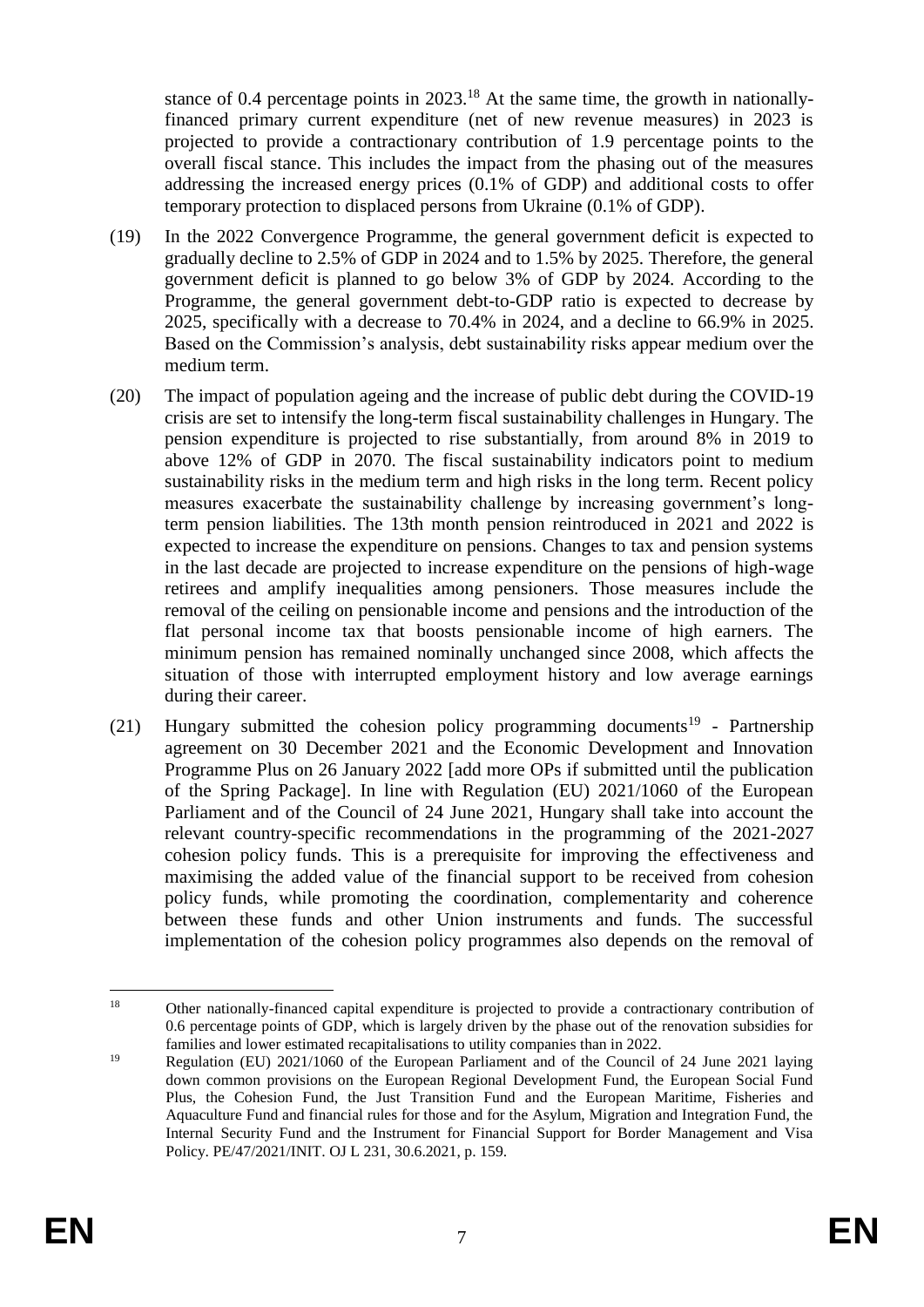stance of 0.4 percentage points in 2023.[18] At the same time, the growth in nationally-financed primary current expenditure (net of new revenue measures) in 2023 is projected to provide a contractionary contribution of 1.9 percentage points to the overall fiscal stance. This includes the impact from the phasing out of the measures addressing the increased energy prices (0.1% of GDP) and additional costs to offer temporary protection to displaced persons from Ukraine (0.1% of GDP).

(19) In the 2022 Convergence Programme, the general government deficit is expected to gradually decline to 2.5% of GDP in 2024 and to 1.5% by 2025. Therefore, the general government deficit is planned to go below 3% of GDP by 2024. According to the Programme, the general government debt-to-GDP ratio is expected to decrease by 2025, specifically with a decrease to 70.4% in 2024, and a decline to 66.9% in 2025. Based on the Commission's analysis, debt sustainability risks appear medium over the medium term.

(20) The impact of population ageing and the increase of public debt during the COVID-19 crisis are set to intensify the long-term fiscal sustainability challenges in Hungary. The pension expenditure is projected to rise substantially, from around 8% in 2019 to above 12% of GDP in 2070. The fiscal sustainability indicators point to medium sustainability risks in the medium term and high risks in the long term. Recent policy measures exacerbate the sustainability challenge by increasing government's long-term pension liabilities. The 13th month pension reintroduced in 2021 and 2022 is expected to increase the expenditure on pensions. Changes to tax and pension systems in the last decade are projected to increase expenditure on the pensions of high-wage retirees and amplify inequalities among pensioners. Those measures include the removal of the ceiling on pensionable income and pensions and the introduction of the flat personal income tax that boosts pensionable income of high earners. The minimum pension has remained nominally unchanged since 2008, which affects the situation of those with interrupted employment history and low average earnings during their career.

(21) Hungary submitted the cohesion policy programming documents[19] - Partnership agreement on 30 December 2021 and the Economic Development and Innovation Programme Plus on 26 January 2022 [add more OPs if submitted until the publication of the Spring Package]. In line with Regulation (EU) 2021/1060 of the European Parliament and of the Council of 24 June 2021, Hungary shall take into account the relevant country-specific recommendations in the programming of the 2021-2027 cohesion policy funds. This is a prerequisite for improving the effectiveness and maximising the added value of the financial support to be received from cohesion policy funds, while promoting the coordination, complementarity and coherence between these funds and other Union instruments and funds. The successful implementation of the cohesion policy programmes also depends on the removal of

---

[18] Other nationally-financed capital expenditure is projected to provide a contractionary contribution of 0.6 percentage points of GDP, which is largely driven by the phase out of the renovation subsidies for families and lower estimated recapitalisations to utility companies than in 2022.

[19] Regulation (EU) 2021/1060 of the European Parliament and of the Council of 24 June 2021 laying down common provisions on the European Regional Development Fund, the European Social Fund Plus, the Cohesion Fund, the Just Transition Fund and the European Maritime, Fisheries and Aquaculture Fund and financial rules for those and for the Asylum, Migration and Integration Fund, the Internal Security Fund and the Instrument for Financial Support for Border Management and Visa Policy. PE/47/2021/INIT. OJ L 231, 30.6.2021, p. 159.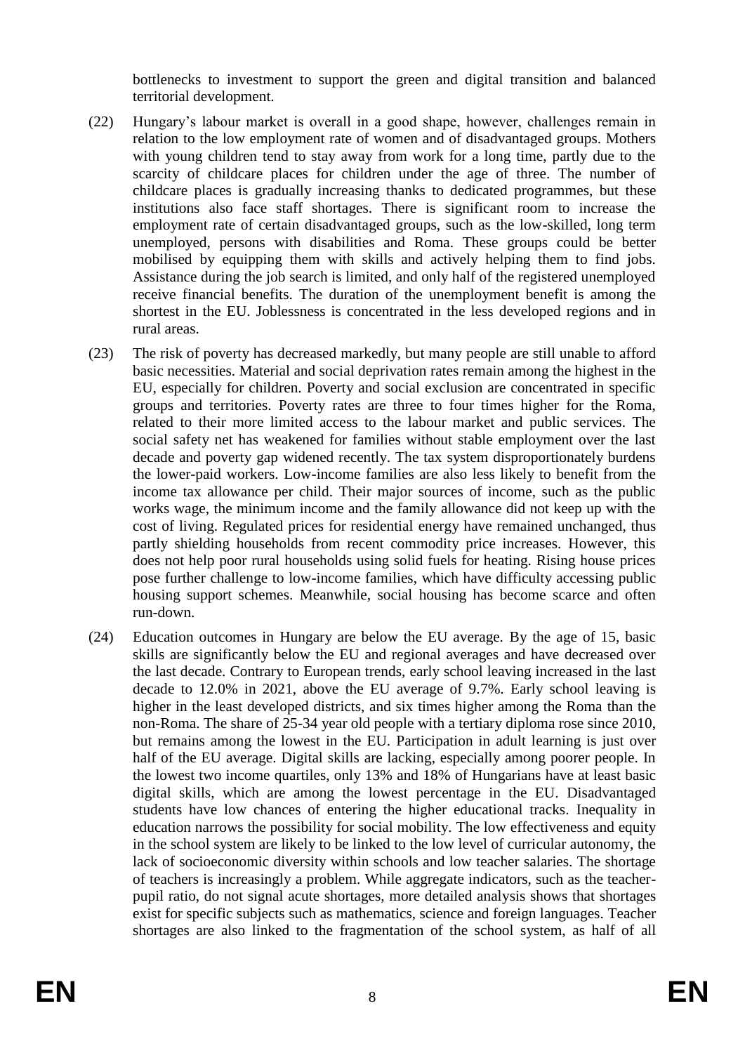bottlenecks to investment to support the green and digital transition and balanced territorial development.

(22) Hungary's labour market is overall in a good shape, however, challenges remain in relation to the low employment rate of women and of disadvantaged groups. Mothers with young children tend to stay away from work for a long time, partly due to the scarcity of childcare places for children under the age of three. The number of childcare places is gradually increasing thanks to dedicated programmes, but these institutions also face staff shortages. There is significant room to increase the employment rate of certain disadvantaged groups, such as the low-skilled, long term unemployed, persons with disabilities and Roma. These groups could be better mobilised by equipping them with skills and actively helping them to find jobs. Assistance during the job search is limited, and only half of the registered unemployed receive financial benefits. The duration of the unemployment benefit is among the shortest in the EU. Joblessness is concentrated in the less developed regions and in rural areas.

(23) The risk of poverty has decreased markedly, but many people are still unable to afford basic necessities. Material and social deprivation rates remain among the highest in the EU, especially for children. Poverty and social exclusion are concentrated in specific groups and territories. Poverty rates are three to four times higher for the Roma, related to their more limited access to the labour market and public services. The social safety net has weakened for families without stable employment over the last decade and poverty gap widened recently. The tax system disproportionately burdens the lower-paid workers. Low-income families are also less likely to benefit from the income tax allowance per child. Their major sources of income, such as the public works wage, the minimum income and the family allowance did not keep up with the cost of living. Regulated prices for residential energy have remained unchanged, thus partly shielding households from recent commodity price increases. However, this does not help poor rural households using solid fuels for heating. Rising house prices pose further challenge to low-income families, which have difficulty accessing public housing support schemes. Meanwhile, social housing has become scarce and often run-down.

(24) Education outcomes in Hungary are below the EU average. By the age of 15, basic skills are significantly below the EU and regional averages and have decreased over the last decade. Contrary to European trends, early school leaving increased in the last decade to 12.0% in 2021, above the EU average of 9.7%. Early school leaving is higher in the least developed districts, and six times higher among the Roma than the non-Roma. The share of 25-34 year old people with a tertiary diploma rose since 2010, but remains among the lowest in the EU. Participation in adult learning is just over half of the EU average. Digital skills are lacking, especially among poorer people. In the lowest two income quartiles, only 13% and 18% of Hungarians have at least basic digital skills, which are among the lowest percentage in the EU. Disadvantaged students have low chances of entering the higher educational tracks. Inequality in education narrows the possibility for social mobility. The low effectiveness and equity in the school system are likely to be linked to the low level of curricular autonomy, the lack of socioeconomic diversity within schools and low teacher salaries. The shortage of teachers is increasingly a problem. While aggregate indicators, such as the teacher-pupil ratio, do not signal acute shortages, more detailed analysis shows that shortages exist for specific subjects such as mathematics, science and foreign languages. Teacher shortages are also linked to the fragmentation of the school system, as half of all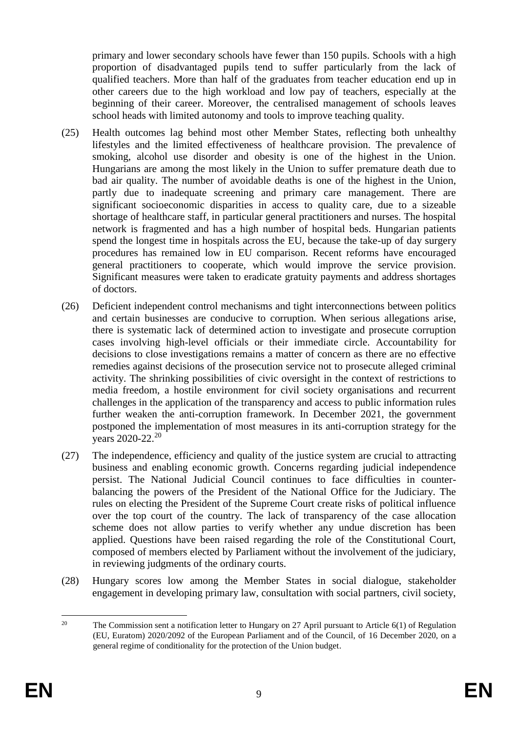primary and lower secondary schools have fewer than 150 pupils. Schools with a high proportion of disadvantaged pupils tend to suffer particularly from the lack of qualified teachers. More than half of the graduates from teacher education end up in other careers due to the high workload and low pay of teachers, especially at the beginning of their career. Moreover, the centralised management of schools leaves school heads with limited autonomy and tools to improve teaching quality.

(25) Health outcomes lag behind most other Member States, reflecting both unhealthy lifestyles and the limited effectiveness of healthcare provision. The prevalence of smoking, alcohol use disorder and obesity is one of the highest in the Union. Hungarians are among the most likely in the Union to suffer premature death due to bad air quality. The number of avoidable deaths is one of the highest in the Union, partly due to inadequate screening and primary care management. There are significant socioeconomic disparities in access to quality care, due to a sizeable shortage of healthcare staff, in particular general practitioners and nurses. The hospital network is fragmented and has a high number of hospital beds. Hungarian patients spend the longest time in hospitals across the EU, because the take-up of day surgery procedures has remained low in EU comparison. Recent reforms have encouraged general practitioners to cooperate, which would improve the service provision. Significant measures were taken to eradicate gratuity payments and address shortages of doctors.

(26) Deficient independent control mechanisms and tight interconnections between politics and certain businesses are conducive to corruption. When serious allegations arise, there is systematic lack of determined action to investigate and prosecute corruption cases involving high-level officials or their immediate circle. Accountability for decisions to close investigations remains a matter of concern as there are no effective remedies against decisions of the prosecution service not to prosecute alleged criminal activity. The shrinking possibilities of civic oversight in the context of restrictions to media freedom, a hostile environment for civil society organisations and recurrent challenges in the application of the transparency and access to public information rules further weaken the anti-corruption framework. In December 2021, the government postponed the implementation of most measures in its anti-corruption strategy for the years 2020-22.[20]

(27) The independence, efficiency and quality of the justice system are crucial to attracting business and enabling economic growth. Concerns regarding judicial independence persist. The National Judicial Council continues to face difficulties in counter-balancing the powers of the President of the National Office for the Judiciary. The rules on electing the President of the Supreme Court create risks of political influence over the top court of the country. The lack of transparency of the case allocation scheme does not allow parties to verify whether any undue discretion has been applied. Questions have been raised regarding the role of the Constitutional Court, composed of members elected by Parliament without the involvement of the judiciary, in reviewing judgments of the ordinary courts.

(28) Hungary scores low among the Member States in social dialogue, stakeholder engagement in developing primary law, consultation with social partners, civil society,

---

[20] The Commission sent a notification letter to Hungary on 27 April pursuant to Article 6(1) of Regulation (EU, Euratom) 2020/2092 of the European Parliament and of the Council, of 16 December 2020, on a general regime of conditionality for the protection of the Union budget.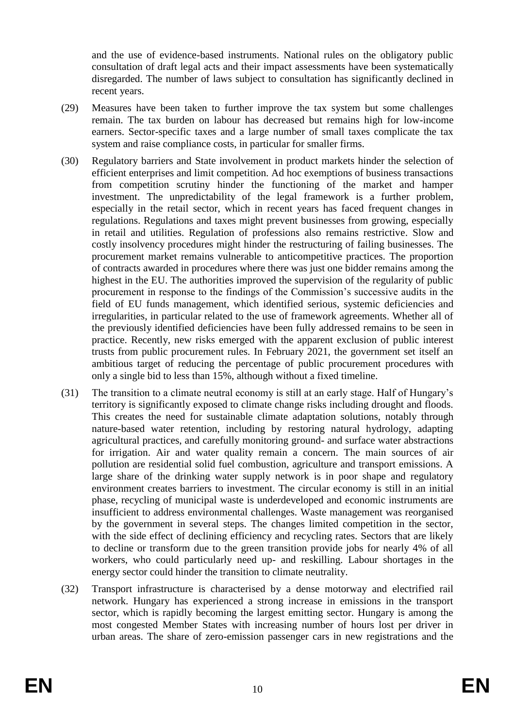and the use of evidence-based instruments. National rules on the obligatory public consultation of draft legal acts and their impact assessments have been systematically disregarded. The number of laws subject to consultation has significantly declined in recent years.

(29) Measures have been taken to further improve the tax system but some challenges remain. The tax burden on labour has decreased but remains high for low-income earners. Sector-specific taxes and a large number of small taxes complicate the tax system and raise compliance costs, in particular for smaller firms.

(30) Regulatory barriers and State involvement in product markets hinder the selection of efficient enterprises and limit competition. Ad hoc exemptions of business transactions from competition scrutiny hinder the functioning of the market and hamper investment. The unpredictability of the legal framework is a further problem, especially in the retail sector, which in recent years has faced frequent changes in regulations. Regulations and taxes might prevent businesses from growing, especially in retail and utilities. Regulation of professions also remains restrictive. Slow and costly insolvency procedures might hinder the restructuring of failing businesses. The procurement market remains vulnerable to anticompetitive practices. The proportion of contracts awarded in procedures where there was just one bidder remains among the highest in the EU. The authorities improved the supervision of the regularity of public procurement in response to the findings of the Commission's successive audits in the field of EU funds management, which identified serious, systemic deficiencies and irregularities, in particular related to the use of framework agreements. Whether all of the previously identified deficiencies have been fully addressed remains to be seen in practice. Recently, new risks emerged with the apparent exclusion of public interest trusts from public procurement rules. In February 2021, the government set itself an ambitious target of reducing the percentage of public procurement procedures with only a single bid to less than 15%, although without a fixed timeline.

(31) The transition to a climate neutral economy is still at an early stage. Half of Hungary's territory is significantly exposed to climate change risks including drought and floods. This creates the need for sustainable climate adaptation solutions, notably through nature-based water retention, including by restoring natural hydrology, adapting agricultural practices, and carefully monitoring ground- and surface water abstractions for irrigation. Air and water quality remain a concern. The main sources of air pollution are residential solid fuel combustion, agriculture and transport emissions. A large share of the drinking water supply network is in poor shape and regulatory environment creates barriers to investment. The circular economy is still in an initial phase, recycling of municipal waste is underdeveloped and economic instruments are insufficient to address environmental challenges. Waste management was reorganised by the government in several steps. The changes limited competition in the sector, with the side effect of declining efficiency and recycling rates. Sectors that are likely to decline or transform due to the green transition provide jobs for nearly 4% of all workers, who could particularly need up- and reskilling. Labour shortages in the energy sector could hinder the transition to climate neutrality.

(32) Transport infrastructure is characterised by a dense motorway and electrified rail network. Hungary has experienced a strong increase in emissions in the transport sector, which is rapidly becoming the largest emitting sector. Hungary is among the most congested Member States with increasing number of hours lost per driver in urban areas. The share of zero-emission passenger cars in new registrations and the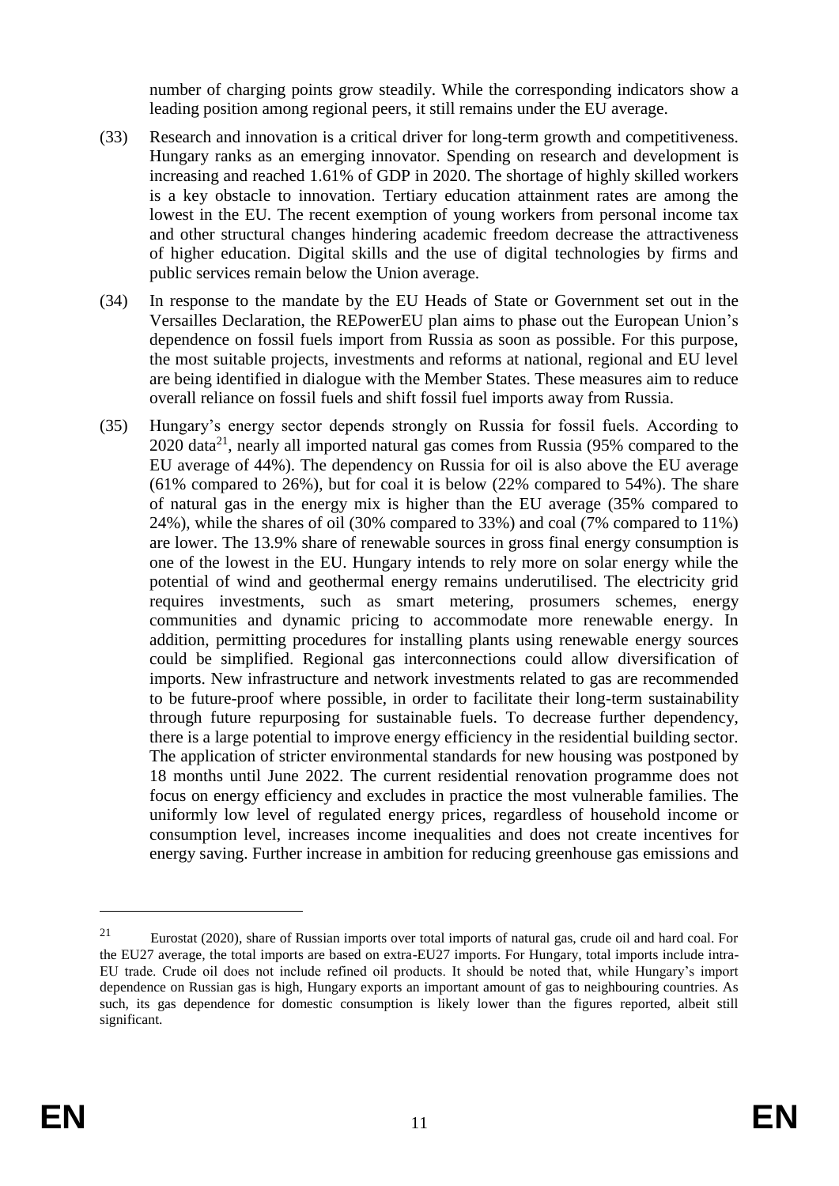number of charging points grow steadily. While the corresponding indicators show a leading position among regional peers, it still remains under the EU average.

(33) Research and innovation is a critical driver for long-term growth and competitiveness. Hungary ranks as an emerging innovator. Spending on research and development is increasing and reached 1.61% of GDP in 2020. The shortage of highly skilled workers is a key obstacle to innovation. Tertiary education attainment rates are among the lowest in the EU. The recent exemption of young workers from personal income tax and other structural changes hindering academic freedom decrease the attractiveness of higher education. Digital skills and the use of digital technologies by firms and public services remain below the Union average.

(34) In response to the mandate by the EU Heads of State or Government set out in the Versailles Declaration, the REPowerEU plan aims to phase out the European Union's dependence on fossil fuels import from Russia as soon as possible. For this purpose, the most suitable projects, investments and reforms at national, regional and EU level are being identified in dialogue with the Member States. These measures aim to reduce overall reliance on fossil fuels and shift fossil fuel imports away from Russia.

(35) Hungary's energy sector depends strongly on Russia for fossil fuels. According to 2020 data[21], nearly all imported natural gas comes from Russia (95% compared to the EU average of 44%). The dependency on Russia for oil is also above the EU average (61% compared to 26%), but for coal it is below (22% compared to 54%). The share of natural gas in the energy mix is higher than the EU average (35% compared to 24%), while the shares of oil (30% compared to 33%) and coal (7% compared to 11%) are lower. The 13.9% share of renewable sources in gross final energy consumption is one of the lowest in the EU. Hungary intends to rely more on solar energy while the potential of wind and geothermal energy remains underutilised. The electricity grid requires investments, such as smart metering, prosumers schemes, energy communities and dynamic pricing to accommodate more renewable energy. In addition, permitting procedures for installing plants using renewable energy sources could be simplified. Regional gas interconnections could allow diversification of imports. New infrastructure and network investments related to gas are recommended to be future-proof where possible, in order to facilitate their long-term sustainability through future repurposing for sustainable fuels. To decrease further dependency, there is a large potential to improve energy efficiency in the residential building sector. The application of stricter environmental standards for new housing was postponed by 18 months until June 2022. The current residential renovation programme does not focus on energy efficiency and excludes in practice the most vulnerable families. The uniformly low level of regulated energy prices, regardless of household income or consumption level, increases income inequalities and does not create incentives for energy saving. Further increase in ambition for reducing greenhouse gas emissions and

---

[21] Eurostat (2020), share of Russian imports over total imports of natural gas, crude oil and hard coal. For the EU27 average, the total imports are based on extra-EU27 imports. For Hungary, total imports include intra-EU trade. Crude oil does not include refined oil products. It should be noted that, while Hungary's import dependence on Russian gas is high, Hungary exports an important amount of gas to neighbouring countries. As such, its gas dependence for domestic consumption is likely lower than the figures reported, albeit still significant.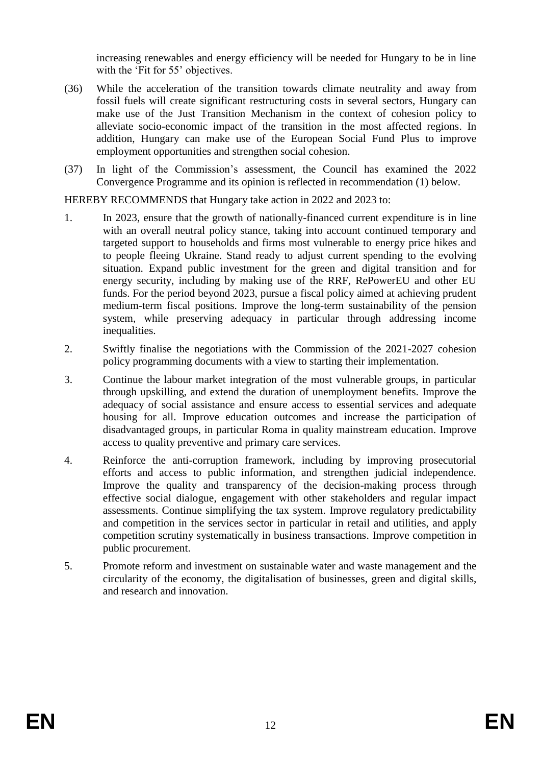increasing renewables and energy efficiency will be needed for Hungary to be in line with the 'Fit for 55' objectives.

(36) While the acceleration of the transition towards climate neutrality and away from fossil fuels will create significant restructuring costs in several sectors, Hungary can make use of the Just Transition Mechanism in the context of cohesion policy to alleviate socio-economic impact of the transition in the most affected regions. In addition, Hungary can make use of the European Social Fund Plus to improve employment opportunities and strengthen social cohesion.

(37) In light of the Commission's assessment, the Council has examined the 2022 Convergence Programme and its opinion is reflected in recommendation (1) below.

HEREBY RECOMMENDS that Hungary take action in 2022 and 2023 to:

1. In 2023, ensure that the growth of nationally-financed current expenditure is in line with an overall neutral policy stance, taking into account continued temporary and targeted support to households and firms most vulnerable to energy price hikes and to people fleeing Ukraine. Stand ready to adjust current spending to the evolving situation. Expand public investment for the green and digital transition and for energy security, including by making use of the RRF, RePowerEU and other EU funds. For the period beyond 2023, pursue a fiscal policy aimed at achieving prudent medium-term fiscal positions. Improve the long-term sustainability of the pension system, while preserving adequacy in particular through addressing income inequalities.

2. Swiftly finalise the negotiations with the Commission of the 2021-2027 cohesion policy programming documents with a view to starting their implementation.

3. Continue the labour market integration of the most vulnerable groups, in particular through upskilling, and extend the duration of unemployment benefits. Improve the adequacy of social assistance and ensure access to essential services and adequate housing for all. Improve education outcomes and increase the participation of disadvantaged groups, in particular Roma in quality mainstream education. Improve access to quality preventive and primary care services.

4. Reinforce the anti-corruption framework, including by improving prosecutorial efforts and access to public information, and strengthen judicial independence. Improve the quality and transparency of the decision-making process through effective social dialogue, engagement with other stakeholders and regular impact assessments. Continue simplifying the tax system. Improve regulatory predictability and competition in the services sector in particular in retail and utilities, and apply competition scrutiny systematically in business transactions. Improve competition in public procurement.

5. Promote reform and investment on sustainable water and waste management and the circularity of the economy, the digitalisation of businesses, green and digital skills, and research and innovation.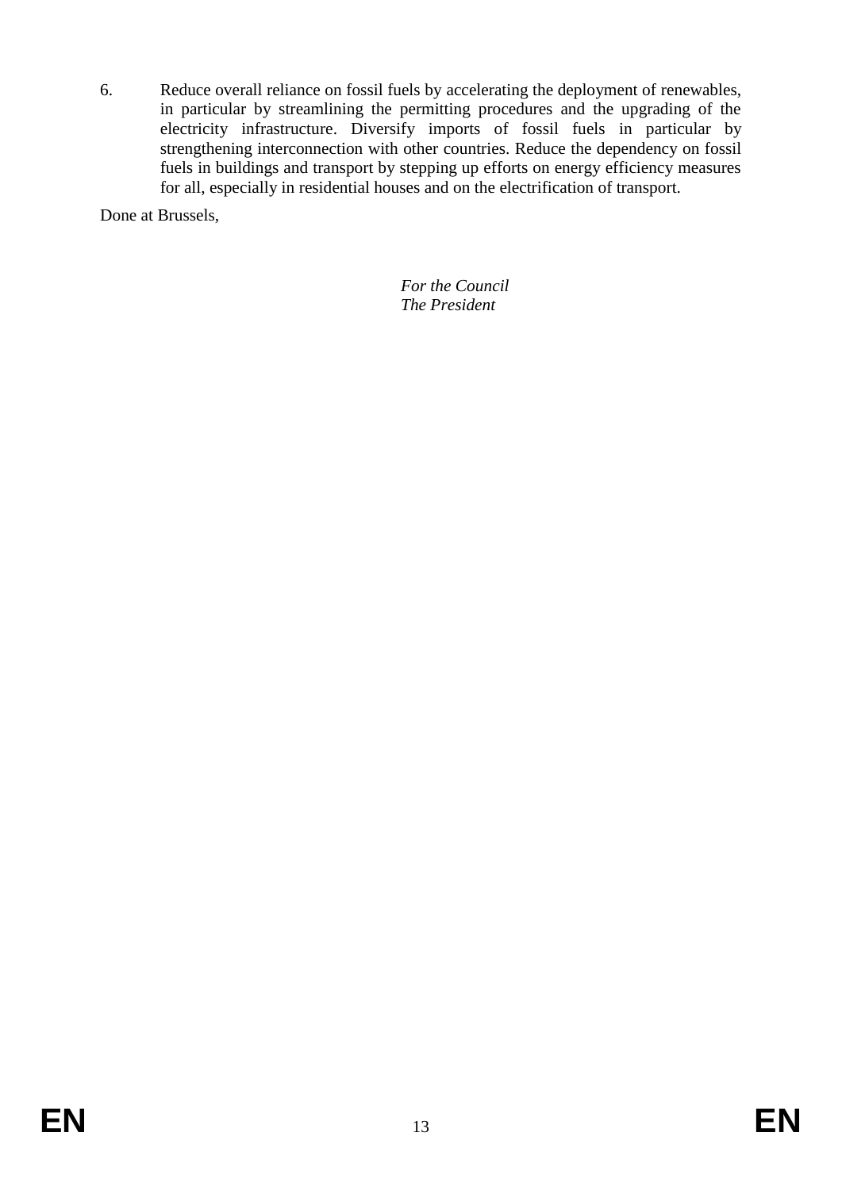6. Reduce overall reliance on fossil fuels by accelerating the deployment of renewables, in particular by streamlining the permitting procedures and the upgrading of the electricity infrastructure. Diversify imports of fossil fuels in particular by strengthening interconnection with other countries. Reduce the dependency on fossil fuels in buildings and transport by stepping up efforts on energy efficiency measures for all, especially in residential houses and on the electrification of transport.

Done at Brussels,

*For the Council*
*The President*